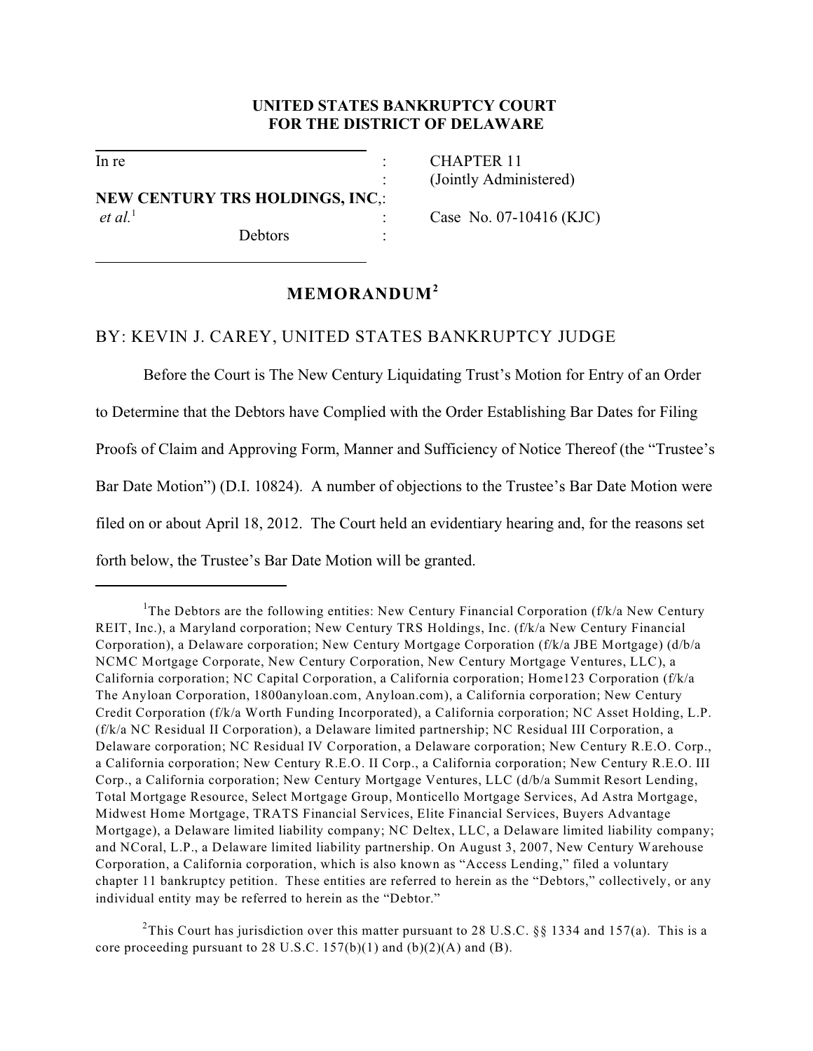**UNITED STATES BANKRUPTCY COURT**
**FOR THE DISTRICT OF DELAWARE**

| | | |
|---|---|---|
| In re | : | CHAPTER 11 |
| | : | (Jointly Administered) |
| **NEW CENTURY TRS HOLDINGS, INC**, | : | |
| *et al.*[1] | : | Case No. 07-10416 (KJC) |
| Debtors | : | |

## MEMORANDUM[2]

BY: KEVIN J. CAREY, UNITED STATES BANKRUPTCY JUDGE

Before the Court is The New Century Liquidating Trust's Motion for Entry of an Order to Determine that the Debtors have Complied with the Order Establishing Bar Dates for Filing Proofs of Claim and Approving Form, Manner and Sufficiency of Notice Thereof (the "Trustee's Bar Date Motion") (D.I. 10824). A number of objections to the Trustee's Bar Date Motion were filed on or about April 18, 2012. The Court held an evidentiary hearing and, for the reasons set forth below, the Trustee's Bar Date Motion will be granted.

---

[1] The Debtors are the following entities: New Century Financial Corporation (f/k/a New Century REIT, Inc.), a Maryland corporation; New Century TRS Holdings, Inc. (f/k/a New Century Financial Corporation), a Delaware corporation; New Century Mortgage Corporation (f/k/a JBE Mortgage) (d/b/a NCMC Mortgage Corporate, New Century Corporation, New Century Mortgage Ventures, LLC), a California corporation; NC Capital Corporation, a California corporation; Home123 Corporation (f/k/a The Anyloan Corporation, 1800anyloan.com, Anyloan.com), a California corporation; New Century Credit Corporation (f/k/a Worth Funding Incorporated), a California corporation; NC Asset Holding, L.P. (f/k/a NC Residual II Corporation), a Delaware limited partnership; NC Residual III Corporation, a Delaware corporation; NC Residual IV Corporation, a Delaware corporation; New Century R.E.O. Corp., a California corporation; New Century R.E.O. II Corp., a California corporation; New Century R.E.O. III Corp., a California corporation; New Century Mortgage Ventures, LLC (d/b/a Summit Resort Lending, Total Mortgage Resource, Select Mortgage Group, Monticello Mortgage Services, Ad Astra Mortgage, Midwest Home Mortgage, TRATS Financial Services, Elite Financial Services, Buyers Advantage Mortgage), a Delaware limited liability company; NC Deltex, LLC, a Delaware limited liability company; and NCoral, L.P., a Delaware limited liability partnership. On August 3, 2007, New Century Warehouse Corporation, a California corporation, which is also known as "Access Lending," filed a voluntary chapter 11 bankruptcy petition. These entities are referred to herein as the "Debtors," collectively, or any individual entity may be referred to herein as the "Debtor."

[2] This Court has jurisdiction over this matter pursuant to 28 U.S.C. §§ 1334 and 157(a). This is a core proceeding pursuant to 28 U.S.C. 157(b)(1) and (b)(2)(A) and (B).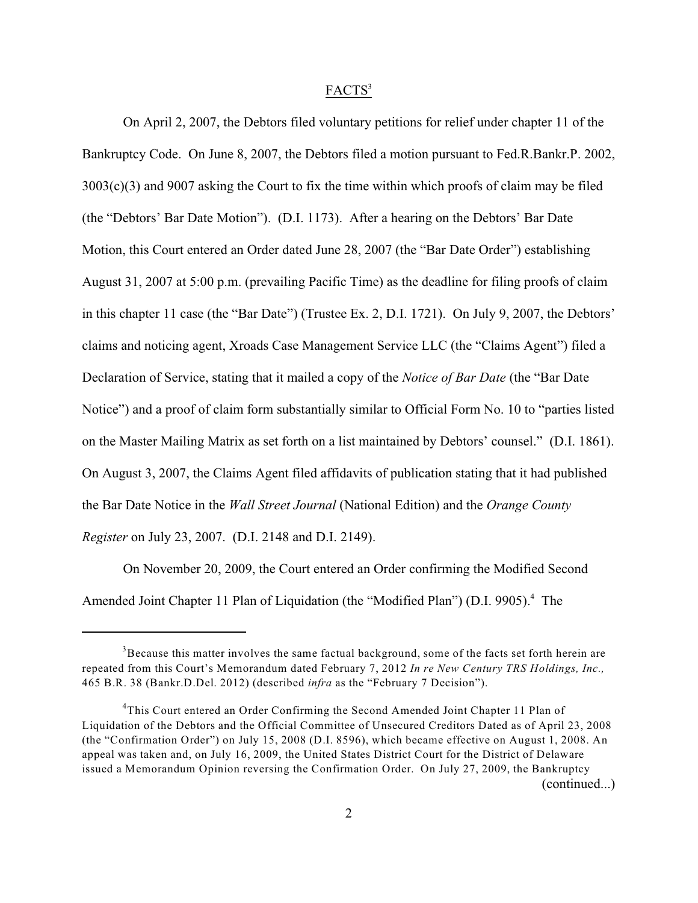## FACTS[3]

On April 2, 2007, the Debtors filed voluntary petitions for relief under chapter 11 of the Bankruptcy Code. On June 8, 2007, the Debtors filed a motion pursuant to Fed.R.Bankr.P. 2002, 3003(c)(3) and 9007 asking the Court to fix the time within which proofs of claim may be filed (the "Debtors' Bar Date Motion"). (D.I. 1173). After a hearing on the Debtors' Bar Date Motion, this Court entered an Order dated June 28, 2007 (the "Bar Date Order") establishing August 31, 2007 at 5:00 p.m. (prevailing Pacific Time) as the deadline for filing proofs of claim in this chapter 11 case (the "Bar Date") (Trustee Ex. 2, D.I. 1721). On July 9, 2007, the Debtors' claims and noticing agent, Xroads Case Management Service LLC (the "Claims Agent") filed a Declaration of Service, stating that it mailed a copy of the *Notice of Bar Date* (the "Bar Date Notice") and a proof of claim form substantially similar to Official Form No. 10 to "parties listed on the Master Mailing Matrix as set forth on a list maintained by Debtors' counsel." (D.I. 1861). On August 3, 2007, the Claims Agent filed affidavits of publication stating that it had published the Bar Date Notice in the *Wall Street Journal* (National Edition) and the *Orange County Register* on July 23, 2007. (D.I. 2148 and D.I. 2149).

On November 20, 2009, the Court entered an Order confirming the Modified Second Amended Joint Chapter 11 Plan of Liquidation (the "Modified Plan") (D.I. 9905).[4] The

---

[3] Because this matter involves the same factual background, some of the facts set forth herein are repeated from this Court's Memorandum dated February 7, 2012 *In re New Century TRS Holdings, Inc.,* 465 B.R. 38 (Bankr.D.Del. 2012) (described *infra* as the "February 7 Decision").

[4] This Court entered an Order Confirming the Second Amended Joint Chapter 11 Plan of Liquidation of the Debtors and the Official Committee of Unsecured Creditors Dated as of April 23, 2008 (the "Confirmation Order") on July 15, 2008 (D.I. 8596), which became effective on August 1, 2008. An appeal was taken and, on July 16, 2009, the United States District Court for the District of Delaware issued a Memorandum Opinion reversing the Confirmation Order. On July 27, 2009, the Bankruptcy (continued...)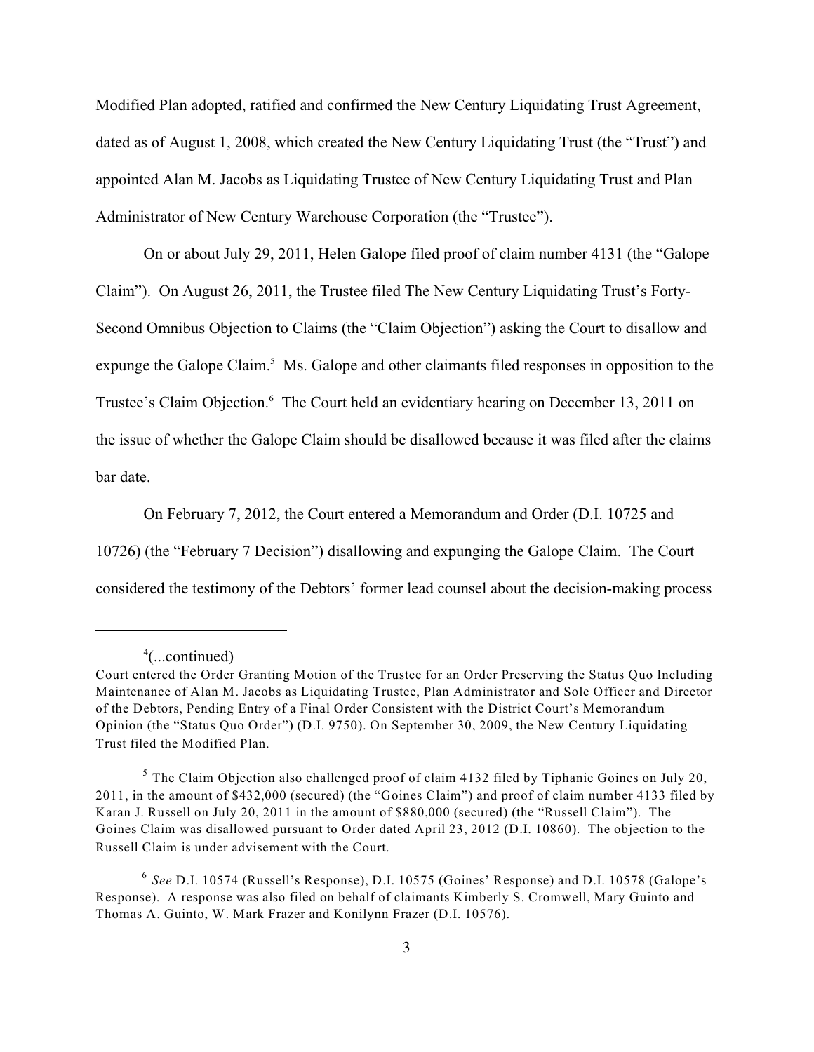Modified Plan adopted, ratified and confirmed the New Century Liquidating Trust Agreement, dated as of August 1, 2008, which created the New Century Liquidating Trust (the "Trust") and appointed Alan M. Jacobs as Liquidating Trustee of New Century Liquidating Trust and Plan Administrator of New Century Warehouse Corporation (the "Trustee").

On or about July 29, 2011, Helen Galope filed proof of claim number 4131 (the "Galope Claim"). On August 26, 2011, the Trustee filed The New Century Liquidating Trust's Forty-Second Omnibus Objection to Claims (the "Claim Objection") asking the Court to disallow and expunge the Galope Claim.[5] Ms. Galope and other claimants filed responses in opposition to the Trustee's Claim Objection.[6] The Court held an evidentiary hearing on December 13, 2011 on the issue of whether the Galope Claim should be disallowed because it was filed after the claims bar date.

On February 7, 2012, the Court entered a Memorandum and Order (D.I. 10725 and 10726) (the "February 7 Decision") disallowing and expunging the Galope Claim. The Court considered the testimony of the Debtors' former lead counsel about the decision-making process

---

[4](...continued)
Court entered the Order Granting Motion of the Trustee for an Order Preserving the Status Quo Including Maintenance of Alan M. Jacobs as Liquidating Trustee, Plan Administrator and Sole Officer and Director of the Debtors, Pending Entry of a Final Order Consistent with the District Court's Memorandum Opinion (the "Status Quo Order") (D.I. 9750). On September 30, 2009, the New Century Liquidating Trust filed the Modified Plan.

[5] The Claim Objection also challenged proof of claim 4132 filed by Tiphanie Goines on July 20, 2011, in the amount of $432,000 (secured) (the "Goines Claim") and proof of claim number 4133 filed by Karan J. Russell on July 20, 2011 in the amount of $880,000 (secured) (the "Russell Claim"). The Goines Claim was disallowed pursuant to Order dated April 23, 2012 (D.I. 10860). The objection to the Russell Claim is under advisement with the Court.

[6] *See* D.I. 10574 (Russell's Response), D.I. 10575 (Goines' Response) and D.I. 10578 (Galope's Response). A response was also filed on behalf of claimants Kimberly S. Cromwell, Mary Guinto and Thomas A. Guinto, W. Mark Frazer and Konilynn Frazer (D.I. 10576).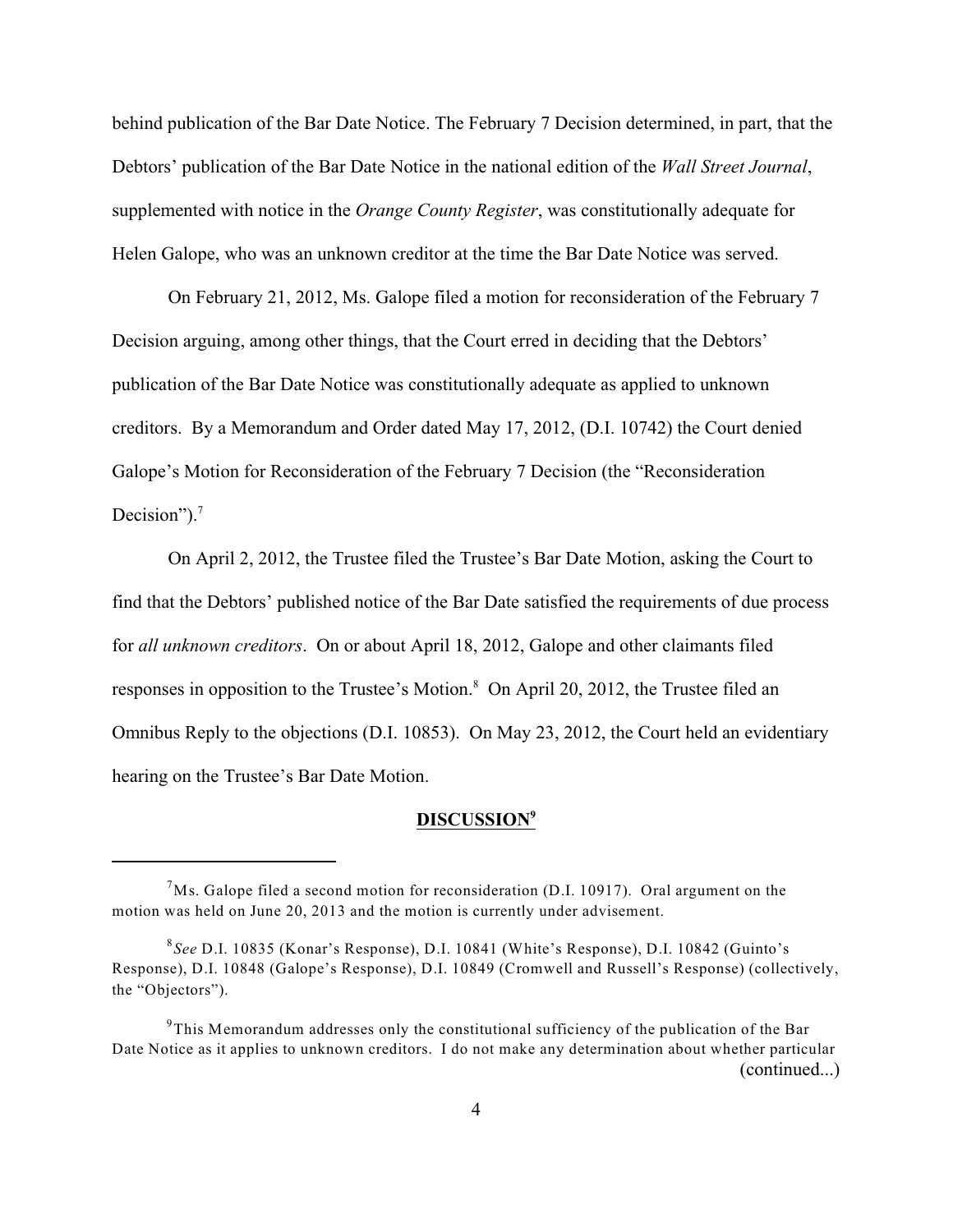behind publication of the Bar Date Notice. The February 7 Decision determined, in part, that the Debtors' publication of the Bar Date Notice in the national edition of the *Wall Street Journal*, supplemented with notice in the *Orange County Register*, was constitutionally adequate for Helen Galope, who was an unknown creditor at the time the Bar Date Notice was served.

On February 21, 2012, Ms. Galope filed a motion for reconsideration of the February 7 Decision arguing, among other things, that the Court erred in deciding that the Debtors' publication of the Bar Date Notice was constitutionally adequate as applied to unknown creditors. By a Memorandum and Order dated May 17, 2012, (D.I. 10742) the Court denied Galope's Motion for Reconsideration of the February 7 Decision (the "Reconsideration Decision").[7]

On April 2, 2012, the Trustee filed the Trustee's Bar Date Motion, asking the Court to find that the Debtors' published notice of the Bar Date satisfied the requirements of due process for *all unknown creditors*. On or about April 18, 2012, Galope and other claimants filed responses in opposition to the Trustee's Motion.[8] On April 20, 2012, the Trustee filed an Omnibus Reply to the objections (D.I. 10853). On May 23, 2012, the Court held an evidentiary hearing on the Trustee's Bar Date Motion.

## **DISCUSSION**[9]

---

[7] Ms. Galope filed a second motion for reconsideration (D.I. 10917). Oral argument on the motion was held on June 20, 2013 and the motion is currently under advisement.

[8] *See* D.I. 10835 (Konar's Response), D.I. 10841 (White's Response), D.I. 10842 (Guinto's Response), D.I. 10848 (Galope's Response), D.I. 10849 (Cromwell and Russell's Response) (collectively, the "Objectors").

[9] This Memorandum addresses only the constitutional sufficiency of the publication of the Bar Date Notice as it applies to unknown creditors. I do not make any determination about whether particular (continued...)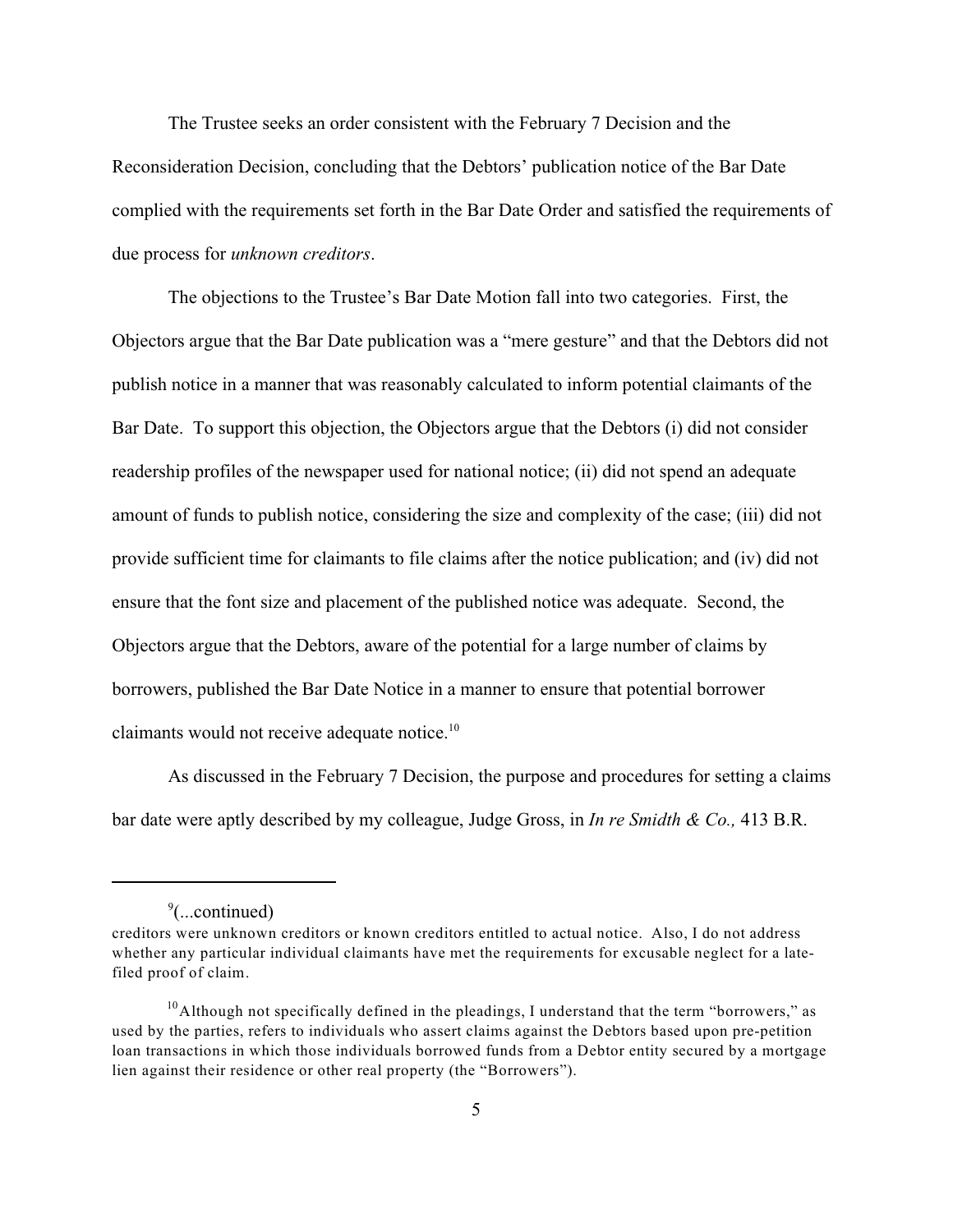The Trustee seeks an order consistent with the February 7 Decision and the Reconsideration Decision, concluding that the Debtors' publication notice of the Bar Date complied with the requirements set forth in the Bar Date Order and satisfied the requirements of due process for *unknown creditors*.

The objections to the Trustee's Bar Date Motion fall into two categories. First, the Objectors argue that the Bar Date publication was a "mere gesture" and that the Debtors did not publish notice in a manner that was reasonably calculated to inform potential claimants of the Bar Date. To support this objection, the Objectors argue that the Debtors (i) did not consider readership profiles of the newspaper used for national notice; (ii) did not spend an adequate amount of funds to publish notice, considering the size and complexity of the case; (iii) did not provide sufficient time for claimants to file claims after the notice publication; and (iv) did not ensure that the font size and placement of the published notice was adequate. Second, the Objectors argue that the Debtors, aware of the potential for a large number of claims by borrowers, published the Bar Date Notice in a manner to ensure that potential borrower claimants would not receive adequate notice.[10]

As discussed in the February 7 Decision, the purpose and procedures for setting a claims bar date were aptly described by my colleague, Judge Gross, in *In re Smidth & Co.,* 413 B.R.

---

[9](...continued)
creditors were unknown creditors or known creditors entitled to actual notice. Also, I do not address whether any particular individual claimants have met the requirements for excusable neglect for a late-filed proof of claim.

[10] Although not specifically defined in the pleadings, I understand that the term "borrowers," as used by the parties, refers to individuals who assert claims against the Debtors based upon pre-petition loan transactions in which those individuals borrowed funds from a Debtor entity secured by a mortgage lien against their residence or other real property (the "Borrowers").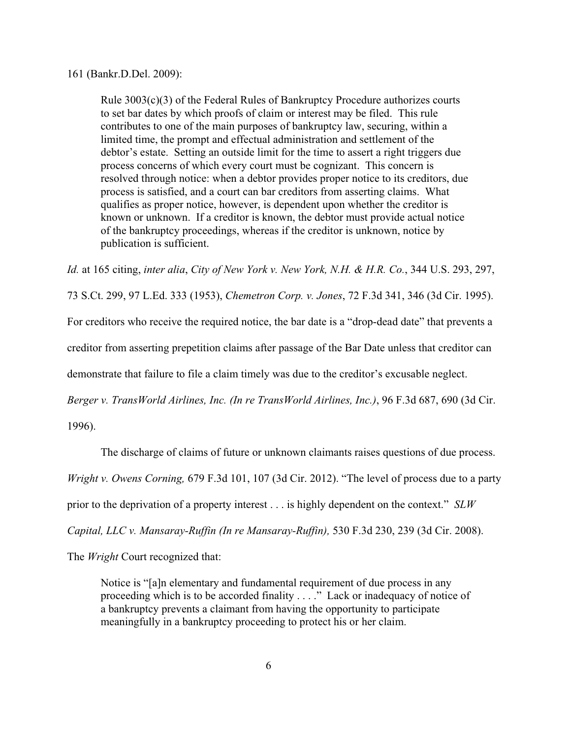161 (Bankr.D.Del. 2009):

> Rule 3003(c)(3) of the Federal Rules of Bankruptcy Procedure authorizes courts to set bar dates by which proofs of claim or interest may be filed. This rule contributes to one of the main purposes of bankruptcy law, securing, within a limited time, the prompt and effectual administration and settlement of the debtor's estate. Setting an outside limit for the time to assert a right triggers due process concerns of which every court must be cognizant. This concern is resolved through notice: when a debtor provides proper notice to its creditors, due process is satisfied, and a court can bar creditors from asserting claims. What qualifies as proper notice, however, is dependent upon whether the creditor is known or unknown. If a creditor is known, the debtor must provide actual notice of the bankruptcy proceedings, whereas if the creditor is unknown, notice by publication is sufficient.

*Id.* at 165 citing, *inter alia*, *City of New York v. New York, N.H. & H.R. Co.*, 344 U.S. 293, 297, 73 S.Ct. 299, 97 L.Ed. 333 (1953), *Chemetron Corp. v. Jones*, 72 F.3d 341, 346 (3d Cir. 1995). For creditors who receive the required notice, the bar date is a "drop-dead date" that prevents a creditor from asserting prepetition claims after passage of the Bar Date unless that creditor can demonstrate that failure to file a claim timely was due to the creditor's excusable neglect. *Berger v. TransWorld Airlines, Inc. (In re TransWorld Airlines, Inc.)*, 96 F.3d 687, 690 (3d Cir. 1996).

The discharge of claims of future or unknown claimants raises questions of due process. *Wright v. Owens Corning,* 679 F.3d 101, 107 (3d Cir. 2012). "The level of process due to a party prior to the deprivation of a property interest . . . is highly dependent on the context." *SLW Capital, LLC v. Mansaray-Ruffin (In re Mansaray-Ruffin),* 530 F.3d 230, 239 (3d Cir. 2008). The *Wright* Court recognized that:

> Notice is "[a]n elementary and fundamental requirement of due process in any proceeding which is to be accorded finality . . . ." Lack or inadequacy of notice of a bankruptcy prevents a claimant from having the opportunity to participate meaningfully in a bankruptcy proceeding to protect his or her claim.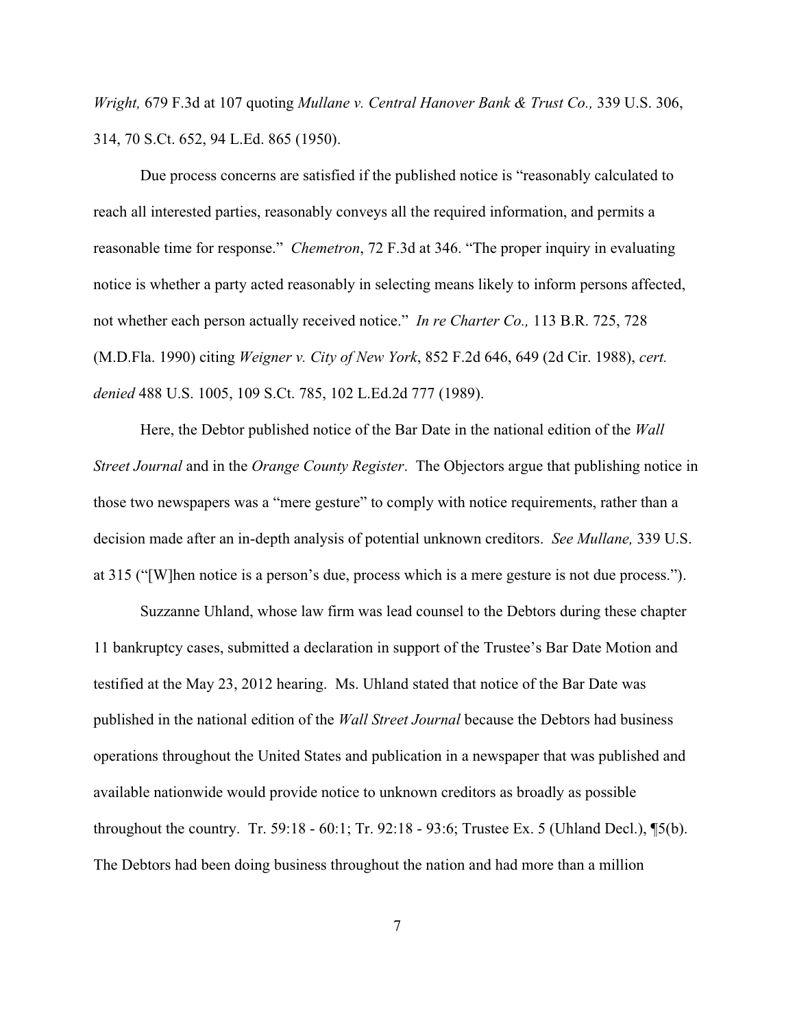*Wright,* 679 F.3d at 107 quoting *Mullane v. Central Hanover Bank & Trust Co.,* 339 U.S. 306, 314, 70 S.Ct. 652, 94 L.Ed. 865 (1950).

Due process concerns are satisfied if the published notice is "reasonably calculated to reach all interested parties, reasonably conveys all the required information, and permits a reasonable time for response." *Chemetron*, 72 F.3d at 346. "The proper inquiry in evaluating notice is whether a party acted reasonably in selecting means likely to inform persons affected, not whether each person actually received notice." *In re Charter Co.,* 113 B.R. 725, 728 (M.D.Fla. 1990) citing *Weigner v. City of New York*, 852 F.2d 646, 649 (2d Cir. 1988), *cert. denied* 488 U.S. 1005, 109 S.Ct. 785, 102 L.Ed.2d 777 (1989).

Here, the Debtor published notice of the Bar Date in the national edition of the *Wall Street Journal* and in the *Orange County Register*. The Objectors argue that publishing notice in those two newspapers was a "mere gesture" to comply with notice requirements, rather than a decision made after an in-depth analysis of potential unknown creditors. *See Mullane,* 339 U.S. at 315 ("[W]hen notice is a person's due, process which is a mere gesture is not due process.").

Suzzanne Uhland, whose law firm was lead counsel to the Debtors during these chapter 11 bankruptcy cases, submitted a declaration in support of the Trustee's Bar Date Motion and testified at the May 23, 2012 hearing. Ms. Uhland stated that notice of the Bar Date was published in the national edition of the *Wall Street Journal* because the Debtors had business operations throughout the United States and publication in a newspaper that was published and available nationwide would provide notice to unknown creditors as broadly as possible throughout the country. Tr. 59:18 - 60:1; Tr. 92:18 - 93:6; Trustee Ex. 5 (Uhland Decl.), ¶5(b). The Debtors had been doing business throughout the nation and had more than a million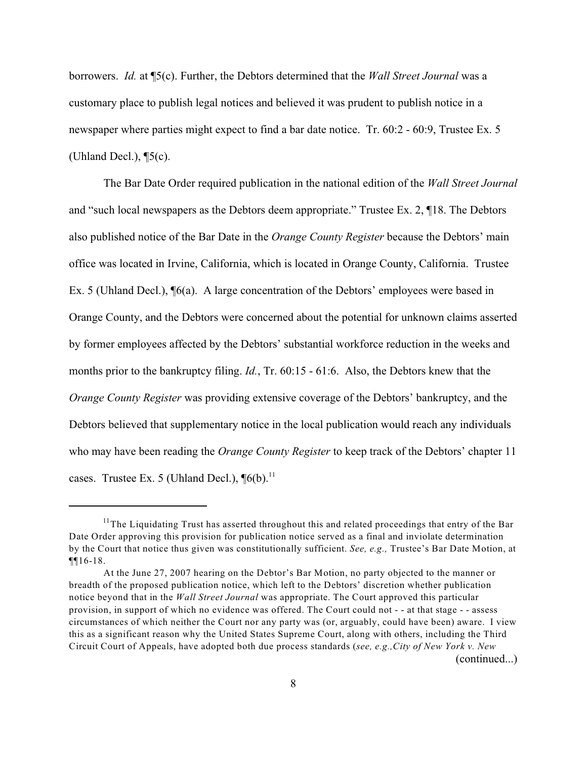borrowers. *Id.* at ¶5(c). Further, the Debtors determined that the *Wall Street Journal* was a customary place to publish legal notices and believed it was prudent to publish notice in a newspaper where parties might expect to find a bar date notice. Tr. 60:2 - 60:9, Trustee Ex. 5 (Uhland Decl.), ¶5(c).

The Bar Date Order required publication in the national edition of the *Wall Street Journal* and "such local newspapers as the Debtors deem appropriate." Trustee Ex. 2, ¶18. The Debtors also published notice of the Bar Date in the *Orange County Register* because the Debtors' main office was located in Irvine, California, which is located in Orange County, California. Trustee Ex. 5 (Uhland Decl.), ¶6(a). A large concentration of the Debtors' employees were based in Orange County, and the Debtors were concerned about the potential for unknown claims asserted by former employees affected by the Debtors' substantial workforce reduction in the weeks and months prior to the bankruptcy filing. *Id.*, Tr. 60:15 - 61:6. Also, the Debtors knew that the *Orange County Register* was providing extensive coverage of the Debtors' bankruptcy, and the Debtors believed that supplementary notice in the local publication would reach any individuals who may have been reading the *Orange County Register* to keep track of the Debtors' chapter 11 cases. Trustee Ex. 5 (Uhland Decl.), ¶6(b).[11]

---

[11] The Liquidating Trust has asserted throughout this and related proceedings that entry of the Bar Date Order approving this provision for publication notice served as a final and inviolate determination by the Court that notice thus given was constitutionally sufficient. *See, e.g.,* Trustee's Bar Date Motion, at ¶¶16-18.

At the June 27, 2007 hearing on the Debtor's Bar Motion, no party objected to the manner or breadth of the proposed publication notice, which left to the Debtors' discretion whether publication notice beyond that in the *Wall Street Journal* was appropriate. The Court approved this particular provision, in support of which no evidence was offered. The Court could not - - at that stage - - assess circumstances of which neither the Court nor any party was (or, arguably, could have been) aware. I view this as a significant reason why the United States Supreme Court, along with others, including the Third Circuit Court of Appeals, have adopted both due process standards (*see, e.g.,City of New York v. New*

(continued...)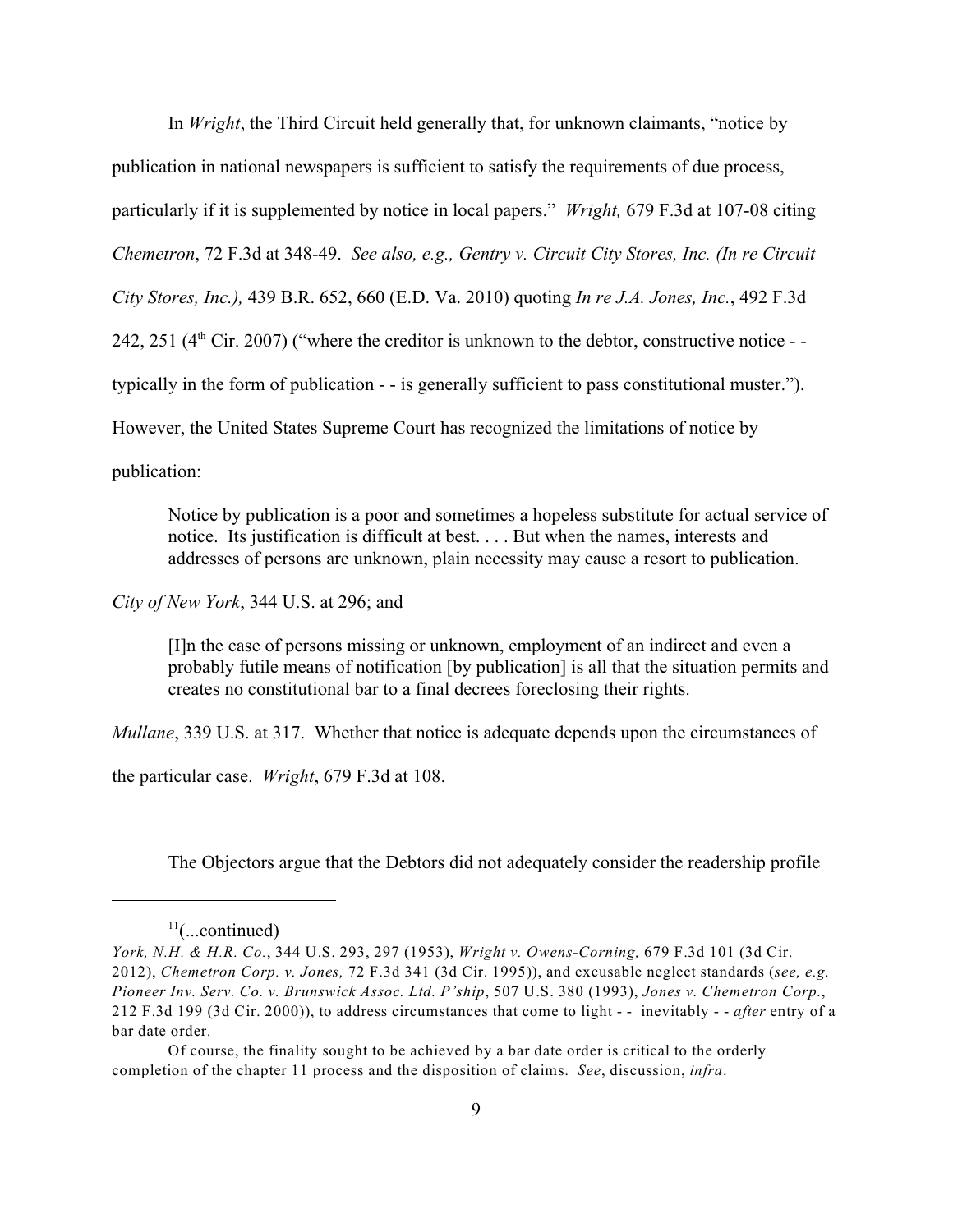In *Wright*, the Third Circuit held generally that, for unknown claimants, "notice by publication in national newspapers is sufficient to satisfy the requirements of due process, particularly if it is supplemented by notice in local papers." *Wright,* 679 F.3d at 107-08 citing *Chemetron*, 72 F.3d at 348-49. *See also, e.g., Gentry v. Circuit City Stores, Inc. (In re Circuit City Stores, Inc.),* 439 B.R. 652, 660 (E.D. Va. 2010) quoting *In re J.A. Jones, Inc.*, 492 F.3d 242, 251 (4[th] Cir. 2007) ("where the creditor is unknown to the debtor, constructive notice - - typically in the form of publication - - is generally sufficient to pass constitutional muster."). However, the United States Supreme Court has recognized the limitations of notice by publication:

> Notice by publication is a poor and sometimes a hopeless substitute for actual service of notice. Its justification is difficult at best. . . . But when the names, interests and addresses of persons are unknown, plain necessity may cause a resort to publication.

*City of New York*, 344 U.S. at 296; and

> [I]n the case of persons missing or unknown, employment of an indirect and even a probably futile means of notification [by publication] is all that the situation permits and creates no constitutional bar to a final decrees foreclosing their rights.

*Mullane*, 339 U.S. at 317. Whether that notice is adequate depends upon the circumstances of the particular case. *Wright*, 679 F.3d at 108.

The Objectors argue that the Debtors did not adequately consider the readership profile

---

[11](...continued)
*York, N.H. & H.R. Co.*, 344 U.S. 293, 297 (1953), *Wright v. Owens-Corning,* 679 F.3d 101 (3d Cir. 2012), *Chemetron Corp. v. Jones,* 72 F.3d 341 (3d Cir. 1995)), and excusable neglect standards (*see, e.g. Pioneer Inv. Serv. Co. v. Brunswick Assoc. Ltd. P'ship*, 507 U.S. 380 (1993), *Jones v. Chemetron Corp.*, 212 F.3d 199 (3d Cir. 2000)), to address circumstances that come to light - - inevitably - - *after* entry of a bar date order.

Of course, the finality sought to be achieved by a bar date order is critical to the orderly completion of the chapter 11 process and the disposition of claims. *See*, discussion, *infra*.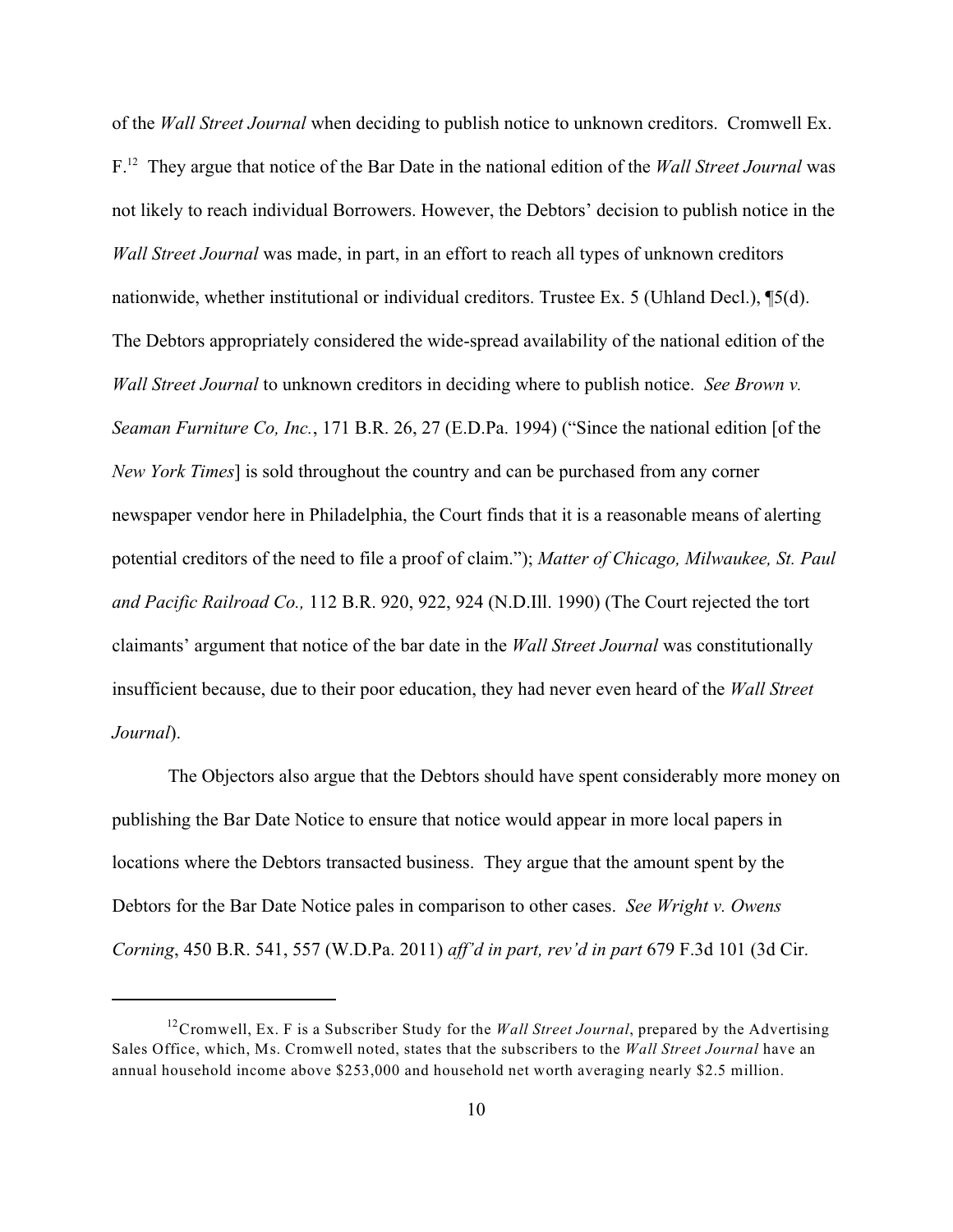of the *Wall Street Journal* when deciding to publish notice to unknown creditors. Cromwell Ex. F.[12] They argue that notice of the Bar Date in the national edition of the *Wall Street Journal* was not likely to reach individual Borrowers. However, the Debtors' decision to publish notice in the *Wall Street Journal* was made, in part, in an effort to reach all types of unknown creditors nationwide, whether institutional or individual creditors. Trustee Ex. 5 (Uhland Decl.), ¶5(d). The Debtors appropriately considered the wide-spread availability of the national edition of the *Wall Street Journal* to unknown creditors in deciding where to publish notice. *See Brown v. Seaman Furniture Co, Inc.*, 171 B.R. 26, 27 (E.D.Pa. 1994) ("Since the national edition [of the *New York Times*] is sold throughout the country and can be purchased from any corner newspaper vendor here in Philadelphia, the Court finds that it is a reasonable means of alerting potential creditors of the need to file a proof of claim."); *Matter of Chicago, Milwaukee, St. Paul and Pacific Railroad Co.,* 112 B.R. 920, 922, 924 (N.D.Ill. 1990) (The Court rejected the tort claimants' argument that notice of the bar date in the *Wall Street Journal* was constitutionally insufficient because, due to their poor education, they had never even heard of the *Wall Street Journal*).

The Objectors also argue that the Debtors should have spent considerably more money on publishing the Bar Date Notice to ensure that notice would appear in more local papers in locations where the Debtors transacted business. They argue that the amount spent by the Debtors for the Bar Date Notice pales in comparison to other cases. *See Wright v. Owens Corning*, 450 B.R. 541, 557 (W.D.Pa. 2011) *aff'd in part, rev'd in part* 679 F.3d 101 (3d Cir.

---

[12] Cromwell, Ex. F is a Subscriber Study for the *Wall Street Journal*, prepared by the Advertising Sales Office, which, Ms. Cromwell noted, states that the subscribers to the *Wall Street Journal* have an annual household income above $253,000 and household net worth averaging nearly $2.5 million.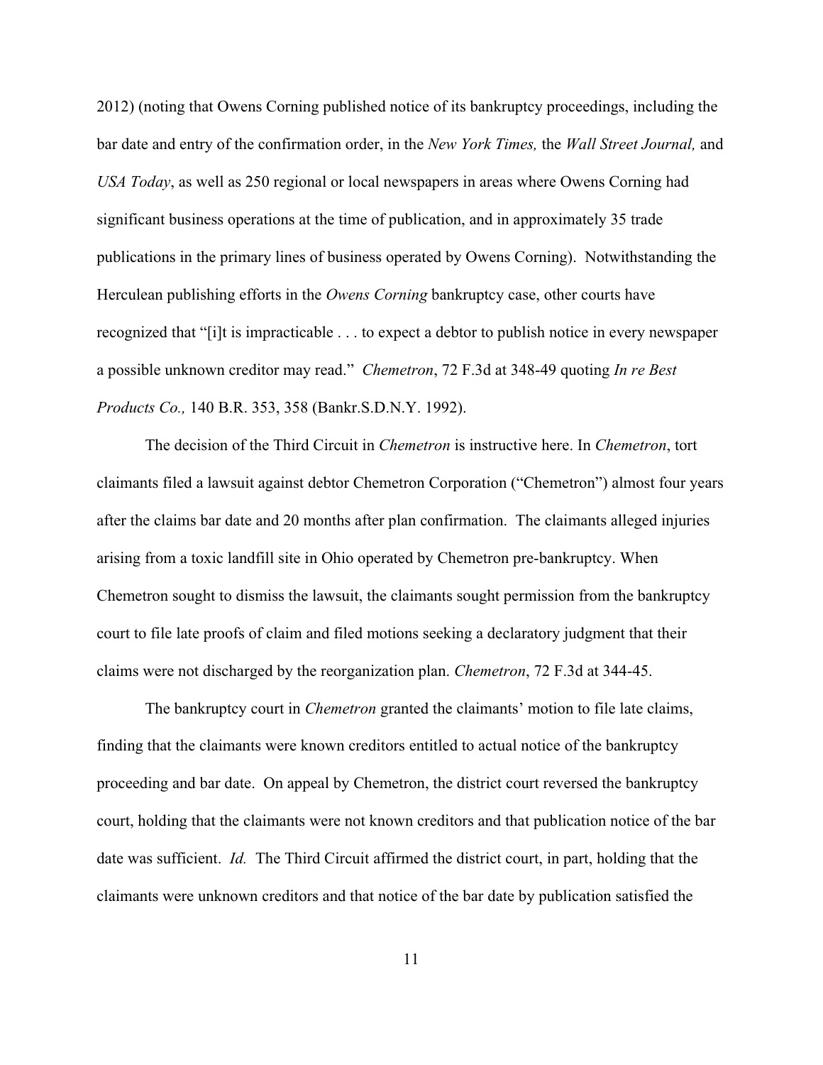2012) (noting that Owens Corning published notice of its bankruptcy proceedings, including the bar date and entry of the confirmation order, in the *New York Times,* the *Wall Street Journal,* and *USA Today*, as well as 250 regional or local newspapers in areas where Owens Corning had significant business operations at the time of publication, and in approximately 35 trade publications in the primary lines of business operated by Owens Corning). Notwithstanding the Herculean publishing efforts in the *Owens Corning* bankruptcy case, other courts have recognized that "[i]t is impracticable . . . to expect a debtor to publish notice in every newspaper a possible unknown creditor may read." *Chemetron*, 72 F.3d at 348-49 quoting *In re Best Products Co.,* 140 B.R. 353, 358 (Bankr.S.D.N.Y. 1992).

The decision of the Third Circuit in *Chemetron* is instructive here. In *Chemetron*, tort claimants filed a lawsuit against debtor Chemetron Corporation ("Chemetron") almost four years after the claims bar date and 20 months after plan confirmation. The claimants alleged injuries arising from a toxic landfill site in Ohio operated by Chemetron pre-bankruptcy. When Chemetron sought to dismiss the lawsuit, the claimants sought permission from the bankruptcy court to file late proofs of claim and filed motions seeking a declaratory judgment that their claims were not discharged by the reorganization plan. *Chemetron*, 72 F.3d at 344-45.

The bankruptcy court in *Chemetron* granted the claimants' motion to file late claims, finding that the claimants were known creditors entitled to actual notice of the bankruptcy proceeding and bar date. On appeal by Chemetron, the district court reversed the bankruptcy court, holding that the claimants were not known creditors and that publication notice of the bar date was sufficient. *Id.* The Third Circuit affirmed the district court, in part, holding that the claimants were unknown creditors and that notice of the bar date by publication satisfied the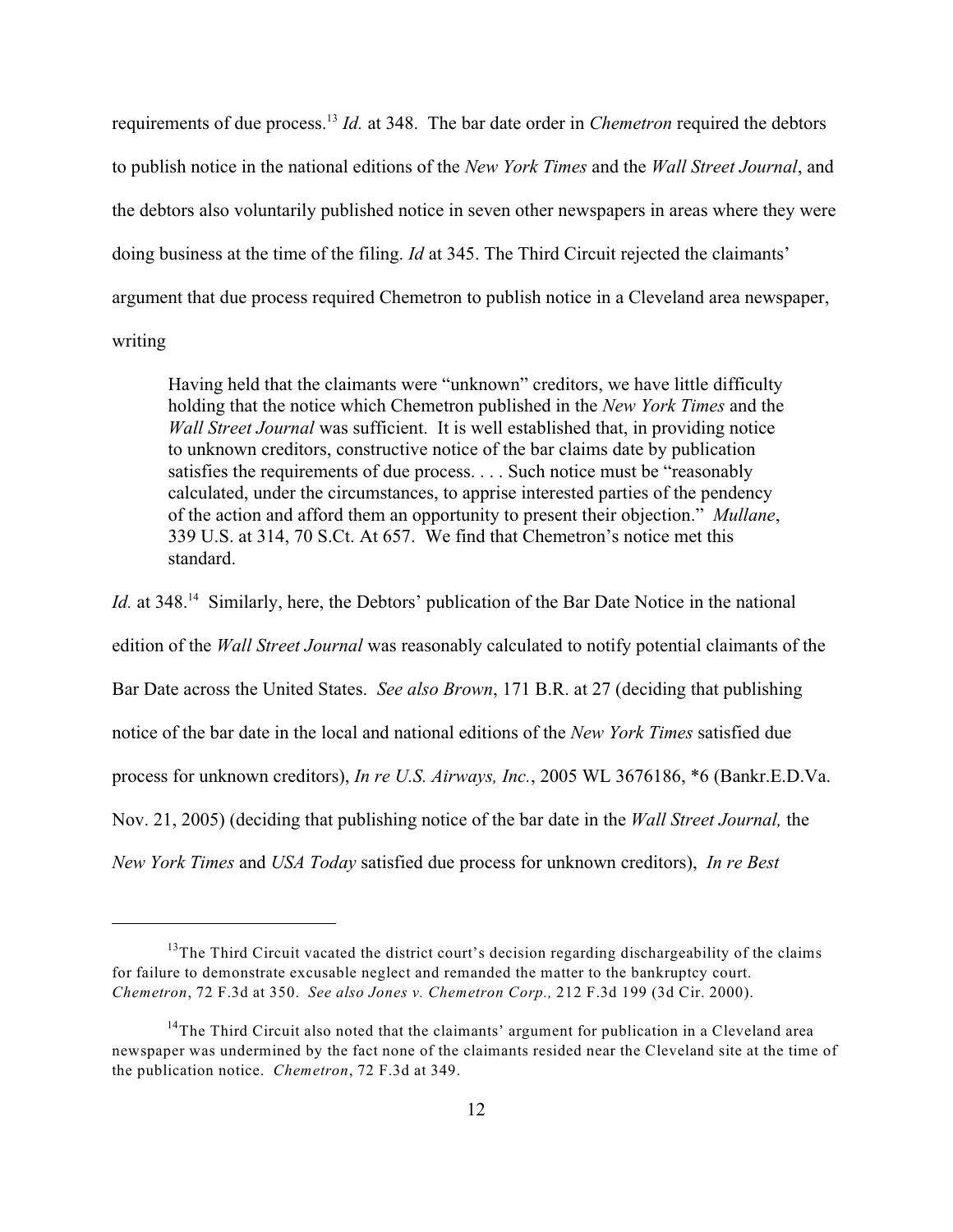requirements of due process.[13] *Id.* at 348. The bar date order in *Chemetron* required the debtors to publish notice in the national editions of the *New York Times* and the *Wall Street Journal*, and the debtors also voluntarily published notice in seven other newspapers in areas where they were doing business at the time of the filing. *Id* at 345. The Third Circuit rejected the claimants' argument that due process required Chemetron to publish notice in a Cleveland area newspaper, writing

> Having held that the claimants were "unknown" creditors, we have little difficulty holding that the notice which Chemetron published in the *New York Times* and the *Wall Street Journal* was sufficient. It is well established that, in providing notice to unknown creditors, constructive notice of the bar claims date by publication satisfies the requirements of due process. . . . Such notice must be "reasonably calculated, under the circumstances, to apprise interested parties of the pendency of the action and afford them an opportunity to present their objection." *Mullane*, 339 U.S. at 314, 70 S.Ct. At 657. We find that Chemetron's notice met this standard.

*Id.* at 348.[14] Similarly, here, the Debtors' publication of the Bar Date Notice in the national edition of the *Wall Street Journal* was reasonably calculated to notify potential claimants of the Bar Date across the United States. *See also Brown*, 171 B.R. at 27 (deciding that publishing notice of the bar date in the local and national editions of the *New York Times* satisfied due process for unknown creditors), *In re U.S. Airways, Inc.*, 2005 WL 3676186, *6 (Bankr.E.D.Va. Nov. 21, 2005) (deciding that publishing notice of the bar date in the *Wall Street Journal,* the *New York Times* and *USA Today* satisfied due process for unknown creditors), *In re Best*

---

[13] The Third Circuit vacated the district court's decision regarding dischargeability of the claims for failure to demonstrate excusable neglect and remanded the matter to the bankruptcy court. *Chemetron*, 72 F.3d at 350. *See also Jones v. Chemetron Corp.,* 212 F.3d 199 (3d Cir. 2000).

[14] The Third Circuit also noted that the claimants' argument for publication in a Cleveland area newspaper was undermined by the fact none of the claimants resided near the Cleveland site at the time of the publication notice. *Chemetron*, 72 F.3d at 349.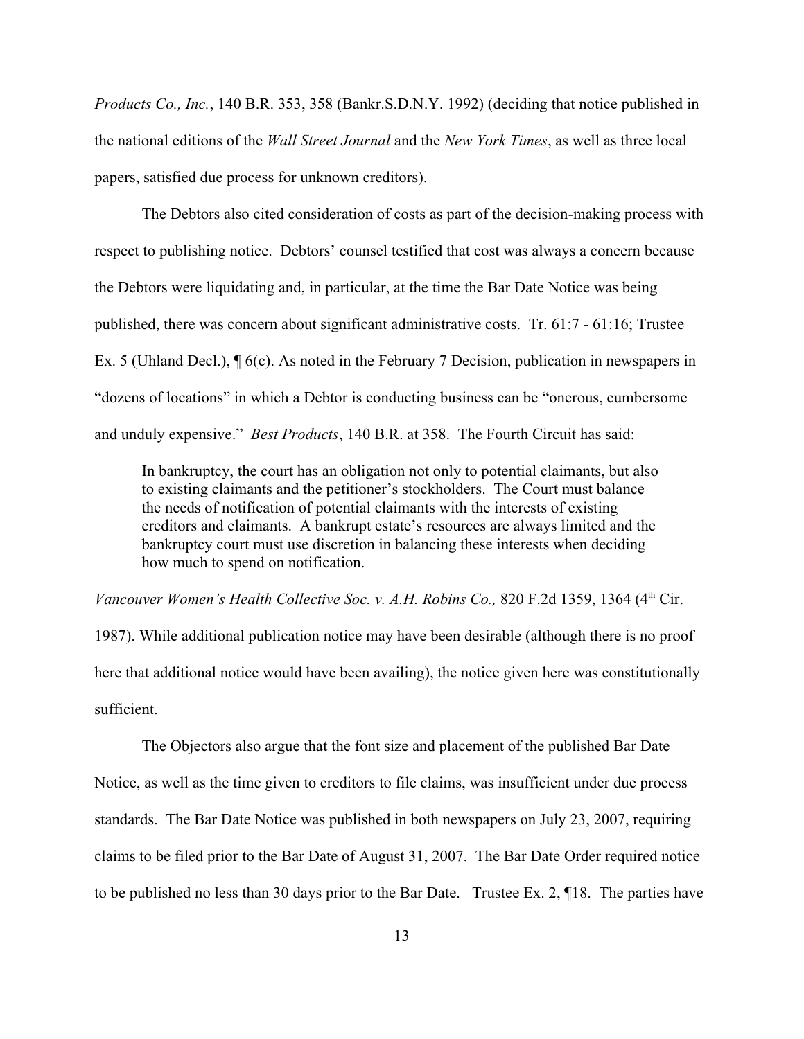*Products Co., Inc.*, 140 B.R. 353, 358 (Bankr.S.D.N.Y. 1992) (deciding that notice published in the national editions of the *Wall Street Journal* and the *New York Times*, as well as three local papers, satisfied due process for unknown creditors).

The Debtors also cited consideration of costs as part of the decision-making process with respect to publishing notice. Debtors' counsel testified that cost was always a concern because the Debtors were liquidating and, in particular, at the time the Bar Date Notice was being published, there was concern about significant administrative costs. Tr. 61:7 - 61:16; Trustee Ex. 5 (Uhland Decl.), ¶ 6(c). As noted in the February 7 Decision, publication in newspapers in "dozens of locations" in which a Debtor is conducting business can be "onerous, cumbersome and unduly expensive." *Best Products*, 140 B.R. at 358. The Fourth Circuit has said:

> In bankruptcy, the court has an obligation not only to potential claimants, but also to existing claimants and the petitioner's stockholders. The Court must balance the needs of notification of potential claimants with the interests of existing creditors and claimants. A bankrupt estate's resources are always limited and the bankruptcy court must use discretion in balancing these interests when deciding how much to spend on notification.

*Vancouver Women's Health Collective Soc. v. A.H. Robins Co.,* 820 F.2d 1359, 1364 (4th Cir. 1987). While additional publication notice may have been desirable (although there is no proof here that additional notice would have been availing), the notice given here was constitutionally sufficient.

The Objectors also argue that the font size and placement of the published Bar Date Notice, as well as the time given to creditors to file claims, was insufficient under due process standards. The Bar Date Notice was published in both newspapers on July 23, 2007, requiring claims to be filed prior to the Bar Date of August 31, 2007. The Bar Date Order required notice to be published no less than 30 days prior to the Bar Date. Trustee Ex. 2, ¶18. The parties have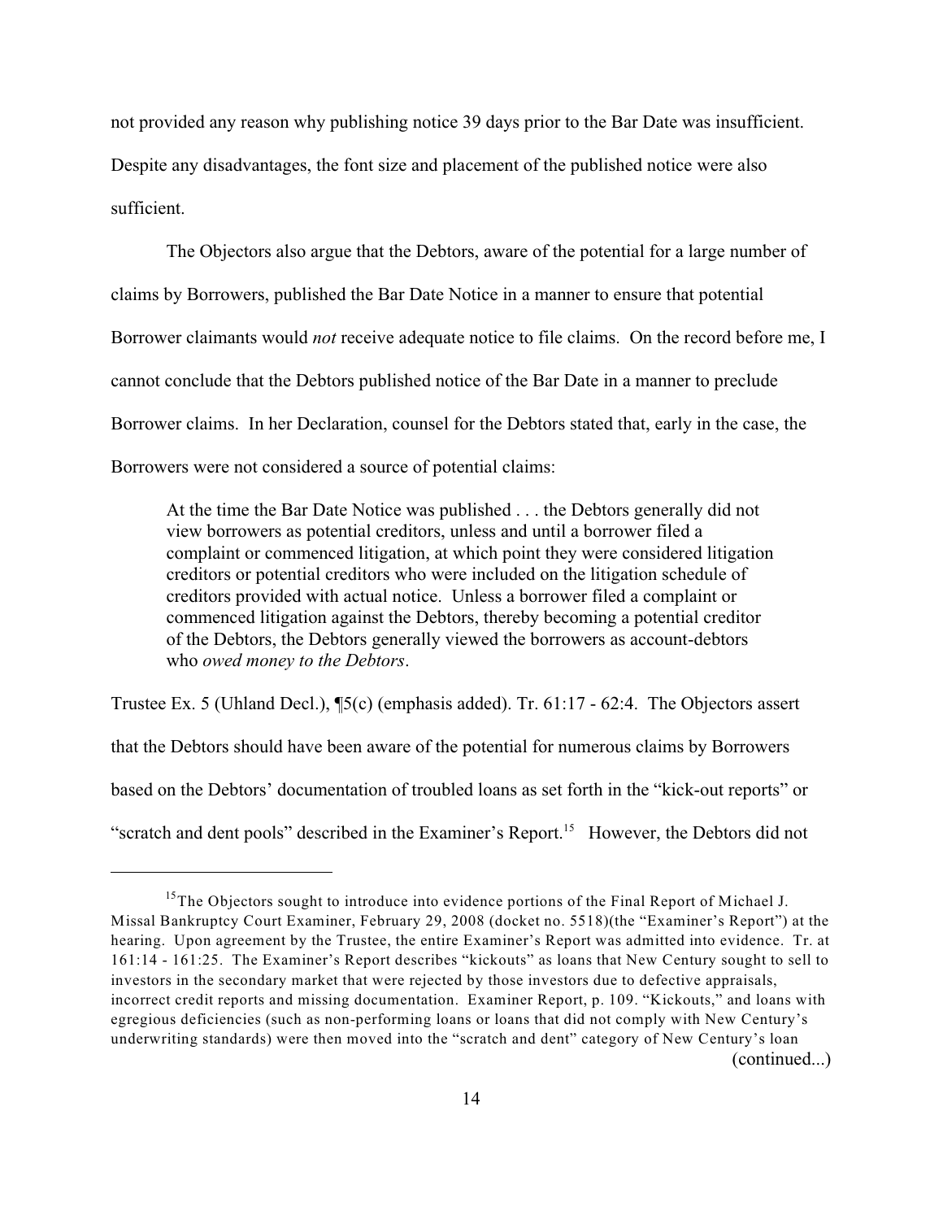not provided any reason why publishing notice 39 days prior to the Bar Date was insufficient. Despite any disadvantages, the font size and placement of the published notice were also sufficient.

The Objectors also argue that the Debtors, aware of the potential for a large number of claims by Borrowers, published the Bar Date Notice in a manner to ensure that potential Borrower claimants would *not* receive adequate notice to file claims. On the record before me, I cannot conclude that the Debtors published notice of the Bar Date in a manner to preclude Borrower claims. In her Declaration, counsel for the Debtors stated that, early in the case, the Borrowers were not considered a source of potential claims:

> At the time the Bar Date Notice was published . . . the Debtors generally did not view borrowers as potential creditors, unless and until a borrower filed a complaint or commenced litigation, at which point they were considered litigation creditors or potential creditors who were included on the litigation schedule of creditors provided with actual notice. Unless a borrower filed a complaint or commenced litigation against the Debtors, thereby becoming a potential creditor of the Debtors, the Debtors generally viewed the borrowers as account-debtors who *owed money to the Debtors*.

Trustee Ex. 5 (Uhland Decl.), ¶5(c) (emphasis added). Tr. 61:17 - 62:4. The Objectors assert that the Debtors should have been aware of the potential for numerous claims by Borrowers based on the Debtors' documentation of troubled loans as set forth in the "kick-out reports" or "scratch and dent pools" described in the Examiner's Report.[15] However, the Debtors did not

---

[15] The Objectors sought to introduce into evidence portions of the Final Report of Michael J. Missal Bankruptcy Court Examiner, February 29, 2008 (docket no. 5518)(the "Examiner's Report") at the hearing. Upon agreement by the Trustee, the entire Examiner's Report was admitted into evidence. Tr. at 161:14 - 161:25. The Examiner's Report describes "kickouts" as loans that New Century sought to sell to investors in the secondary market that were rejected by those investors due to defective appraisals, incorrect credit reports and missing documentation. Examiner Report, p. 109. "Kickouts," and loans with egregious deficiencies (such as non-performing loans or loans that did not comply with New Century's underwriting standards) were then moved into the "scratch and dent" category of New Century's loan

(continued...)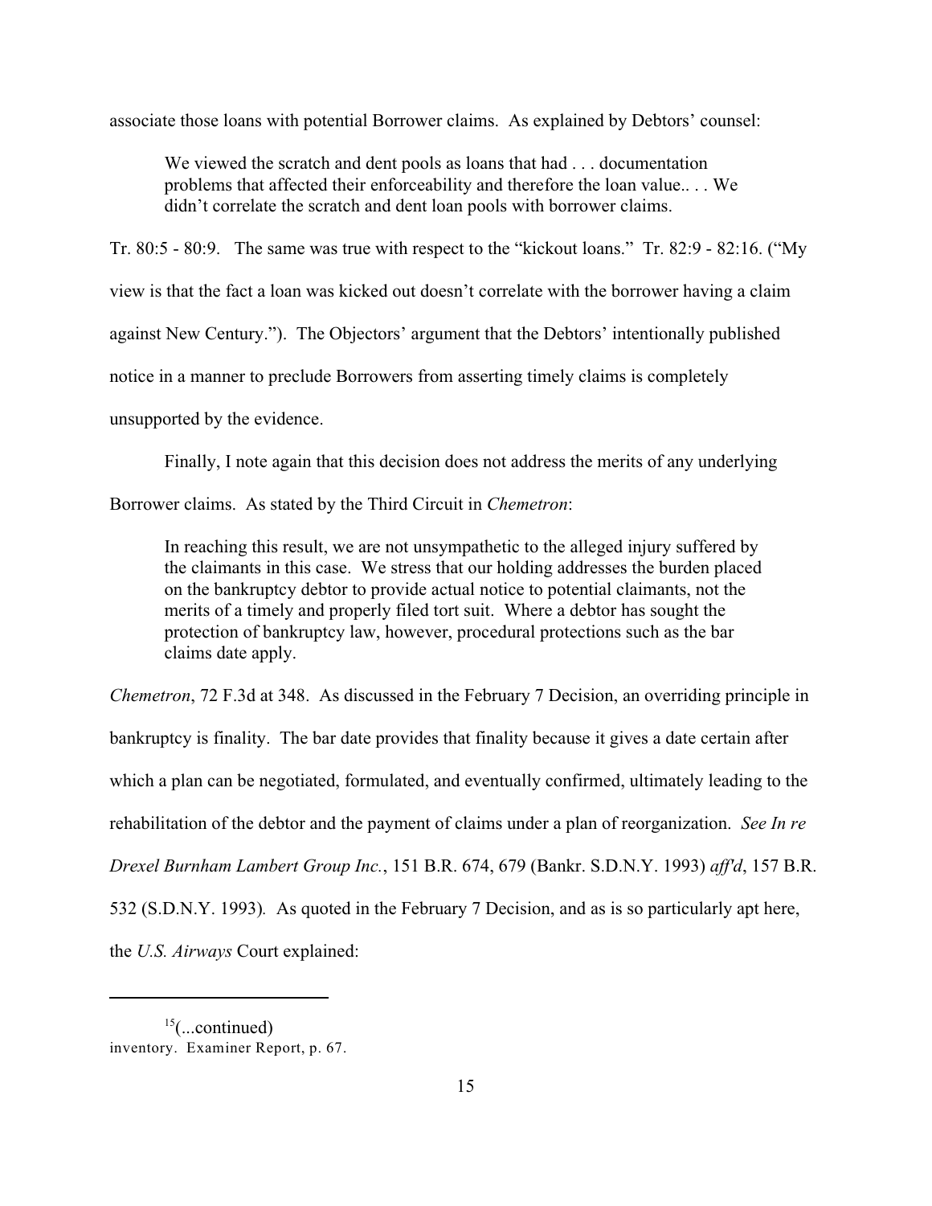associate those loans with potential Borrower claims. As explained by Debtors' counsel:

> We viewed the scratch and dent pools as loans that had . . . documentation problems that affected their enforceability and therefore the loan value.. . . We didn't correlate the scratch and dent loan pools with borrower claims.

Tr. 80:5 - 80:9. The same was true with respect to the "kickout loans." Tr. 82:9 - 82:16. ("My view is that the fact a loan was kicked out doesn't correlate with the borrower having a claim against New Century."). The Objectors' argument that the Debtors' intentionally published notice in a manner to preclude Borrowers from asserting timely claims is completely unsupported by the evidence.

Finally, I note again that this decision does not address the merits of any underlying Borrower claims. As stated by the Third Circuit in *Chemetron*:

> In reaching this result, we are not unsympathetic to the alleged injury suffered by the claimants in this case. We stress that our holding addresses the burden placed on the bankruptcy debtor to provide actual notice to potential claimants, not the merits of a timely and properly filed tort suit. Where a debtor has sought the protection of bankruptcy law, however, procedural protections such as the bar claims date apply.

*Chemetron*, 72 F.3d at 348. As discussed in the February 7 Decision, an overriding principle in bankruptcy is finality. The bar date provides that finality because it gives a date certain after which a plan can be negotiated, formulated, and eventually confirmed, ultimately leading to the rehabilitation of the debtor and the payment of claims under a plan of reorganization. *See In re Drexel Burnham Lambert Group Inc.*, 151 B.R. 674, 679 (Bankr. S.D.N.Y. 1993) *aff'd*, 157 B.R. 532 (S.D.N.Y. 1993). As quoted in the February 7 Decision, and as is so particularly apt here, the *U.S. Airways* Court explained:

---

[15](...continued)
inventory. Examiner Report, p. 67.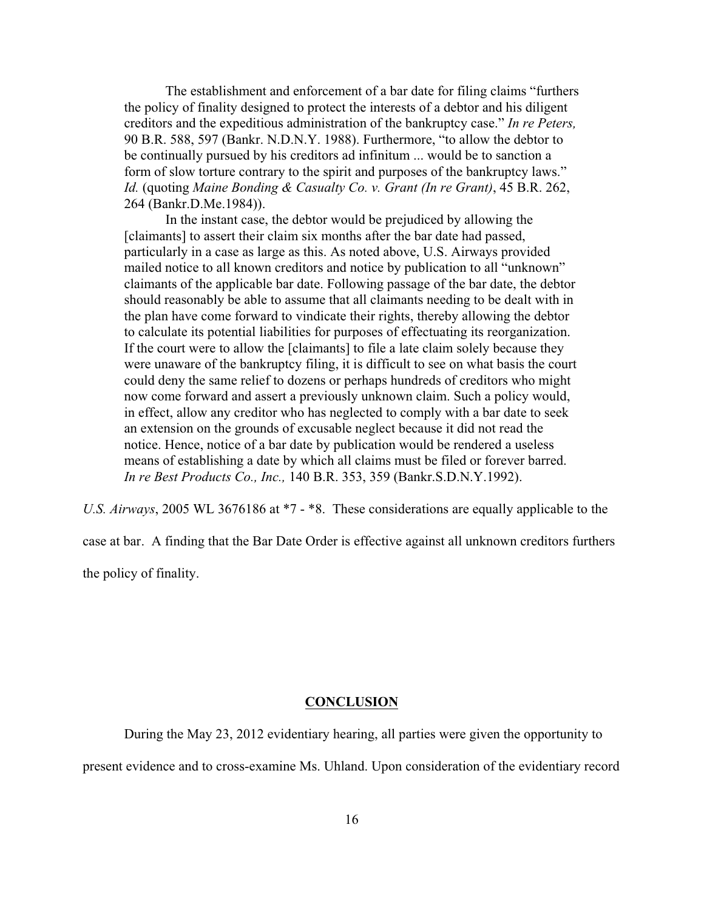> The establishment and enforcement of a bar date for filing claims "furthers the policy of finality designed to protect the interests of a debtor and his diligent creditors and the expeditious administration of the bankruptcy case." *In re Peters,* 90 B.R. 588, 597 (Bankr. N.D.N.Y. 1988). Furthermore, "to allow the debtor to be continually pursued by his creditors ad infinitum ... would be to sanction a form of slow torture contrary to the spirit and purposes of the bankruptcy laws." *Id.* (quoting *Maine Bonding & Casualty Co. v. Grant (In re Grant)*, 45 B.R. 262, 264 (Bankr.D.Me.1984)).
>
> In the instant case, the debtor would be prejudiced by allowing the [claimants] to assert their claim six months after the bar date had passed, particularly in a case as large as this. As noted above, U.S. Airways provided mailed notice to all known creditors and notice by publication to all "unknown" claimants of the applicable bar date. Following passage of the bar date, the debtor should reasonably be able to assume that all claimants needing to be dealt with in the plan have come forward to vindicate their rights, thereby allowing the debtor to calculate its potential liabilities for purposes of effectuating its reorganization. If the court were to allow the [claimants] to file a late claim solely because they were unaware of the bankruptcy filing, it is difficult to see on what basis the court could deny the same relief to dozens or perhaps hundreds of creditors who might now come forward and assert a previously unknown claim. Such a policy would, in effect, allow any creditor who has neglected to comply with a bar date to seek an extension on the grounds of excusable neglect because it did not read the notice. Hence, notice of a bar date by publication would be rendered a useless means of establishing a date by which all claims must be filed or forever barred. *In re Best Products Co., Inc.,* 140 B.R. 353, 359 (Bankr.S.D.N.Y.1992).

*U.S. Airways*, 2005 WL 3676186 at *7 - *8. These considerations are equally applicable to the case at bar. A finding that the Bar Date Order is effective against all unknown creditors furthers the policy of finality.

## CONCLUSION

During the May 23, 2012 evidentiary hearing, all parties were given the opportunity to present evidence and to cross-examine Ms. Uhland. Upon consideration of the evidentiary record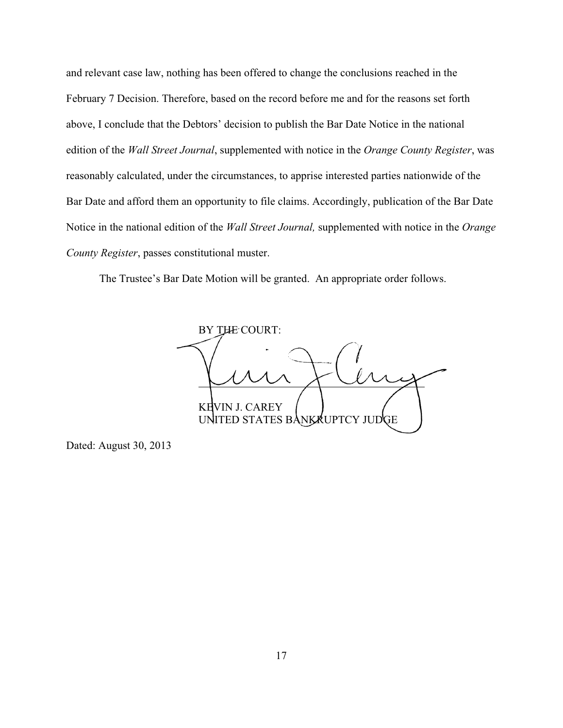and relevant case law, nothing has been offered to change the conclusions reached in the February 7 Decision. Therefore, based on the record before me and for the reasons set forth above, I conclude that the Debtors' decision to publish the Bar Date Notice in the national edition of the *Wall Street Journal*, supplemented with notice in the *Orange County Register*, was reasonably calculated, under the circumstances, to apprise interested parties nationwide of the Bar Date and afford them an opportunity to file claims. Accordingly, publication of the Bar Date Notice in the national edition of the *Wall Street Journal,* supplemented with notice in the *Orange County Register*, passes constitutional muster.

The Trustee's Bar Date Motion will be granted. An appropriate order follows.

BY THE COURT:

KEVIN J. CAREY
UNITED STATES BANKRUPTCY JUDGE

Dated: August 30, 2013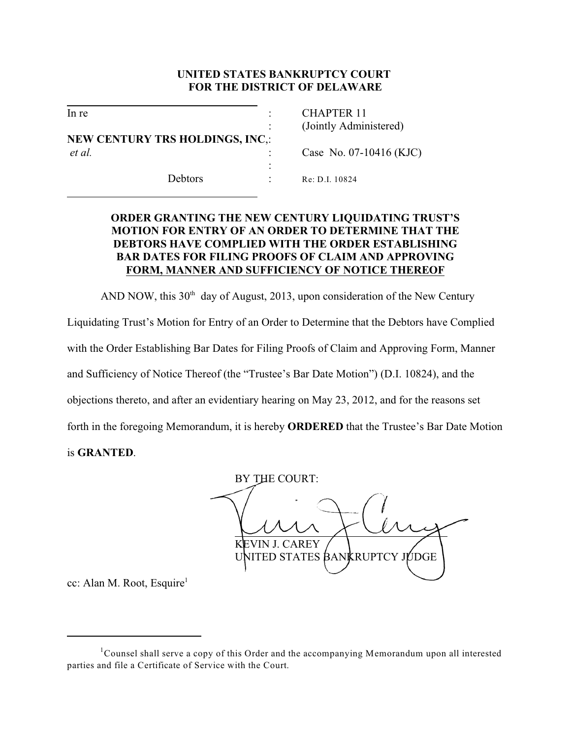**UNITED STATES BANKRUPTCY COURT**
**FOR THE DISTRICT OF DELAWARE**

| | | |
|---|---|---|
| In re | : | CHAPTER 11 |
| | : | (Jointly Administered) |
| **NEW CENTURY TRS HOLDINGS, INC,** | : | |
| *et al.* | : | Case No. 07-10416 (KJC) |
| | : | |
| Debtors | : | Re: D.I. 10824 |

**ORDER GRANTING THE NEW CENTURY LIQUIDATING TRUST'S MOTION FOR ENTRY OF AN ORDER TO DETERMINE THAT THE DEBTORS HAVE COMPLIED WITH THE ORDER ESTABLISHING BAR DATES FOR FILING PROOFS OF CLAIM AND APPROVING FORM, MANNER AND SUFFICIENCY OF NOTICE THEREOF**

AND NOW, this 30th day of August, 2013, upon consideration of the New Century Liquidating Trust's Motion for Entry of an Order to Determine that the Debtors have Complied with the Order Establishing Bar Dates for Filing Proofs of Claim and Approving Form, Manner and Sufficiency of Notice Thereof (the "Trustee's Bar Date Motion") (D.I. 10824), and the objections thereto, and after an evidentiary hearing on May 23, 2012, and for the reasons set forth in the foregoing Memorandum, it is hereby **ORDERED** that the Trustee's Bar Date Motion is **GRANTED**.

BY THE COURT:

KEVIN J. CAREY
UNITED STATES BANKRUPTCY JUDGE

cc: Alan M. Root, Esquire[1]

[1] Counsel shall serve a copy of this Order and the accompanying Memorandum upon all interested parties and file a Certificate of Service with the Court.